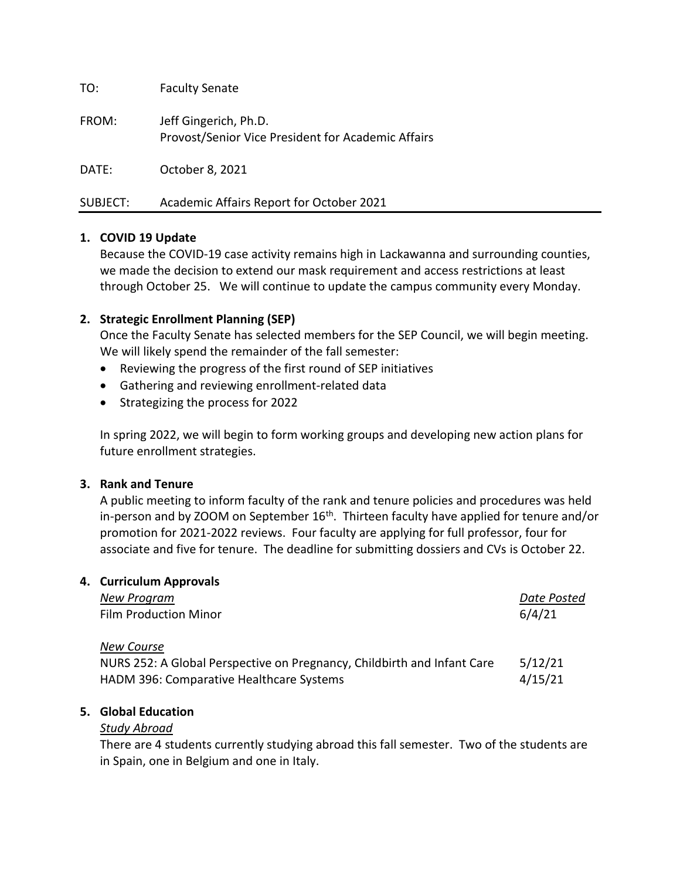TO: Faculty Senate

FROM: Jeff Gingerich, Ph.D.
Provost/Senior Vice President for Academic Affairs

DATE: October 8, 2021

SUBJECT: Academic Affairs Report for October 2021

---

## 1. COVID 19 Update

Because the COVID-19 case activity remains high in Lackawanna and surrounding counties, we made the decision to extend our mask requirement and access restrictions at least through October 25. We will continue to update the campus community every Monday.

## 2. Strategic Enrollment Planning (SEP)

Once the Faculty Senate has selected members for the SEP Council, we will begin meeting. We will likely spend the remainder of the fall semester:

- Reviewing the progress of the first round of SEP initiatives
- Gathering and reviewing enrollment-related data
- Strategizing the process for 2022

In spring 2022, we will begin to form working groups and developing new action plans for future enrollment strategies.

## 3. Rank and Tenure

A public meeting to inform faculty of the rank and tenure policies and procedures was held in-person and by ZOOM on September 16th. Thirteen faculty have applied for tenure and/or promotion for 2021-2022 reviews. Four faculty are applying for full professor, four for associate and five for tenure. The deadline for submitting dossiers and CVs is October 22.

## 4. Curriculum Approvals

| *New Program* | *Date Posted* |
|---|---|
| Film Production Minor | 6/4/21 |
| | |
| *New Course* | |
| NURS 252: A Global Perspective on Pregnancy, Childbirth and Infant Care | 5/12/21 |
| HADM 396: Comparative Healthcare Systems | 4/15/21 |

## 5. Global Education

*Study Abroad*

There are 4 students currently studying abroad this fall semester. Two of the students are in Spain, one in Belgium and one in Italy.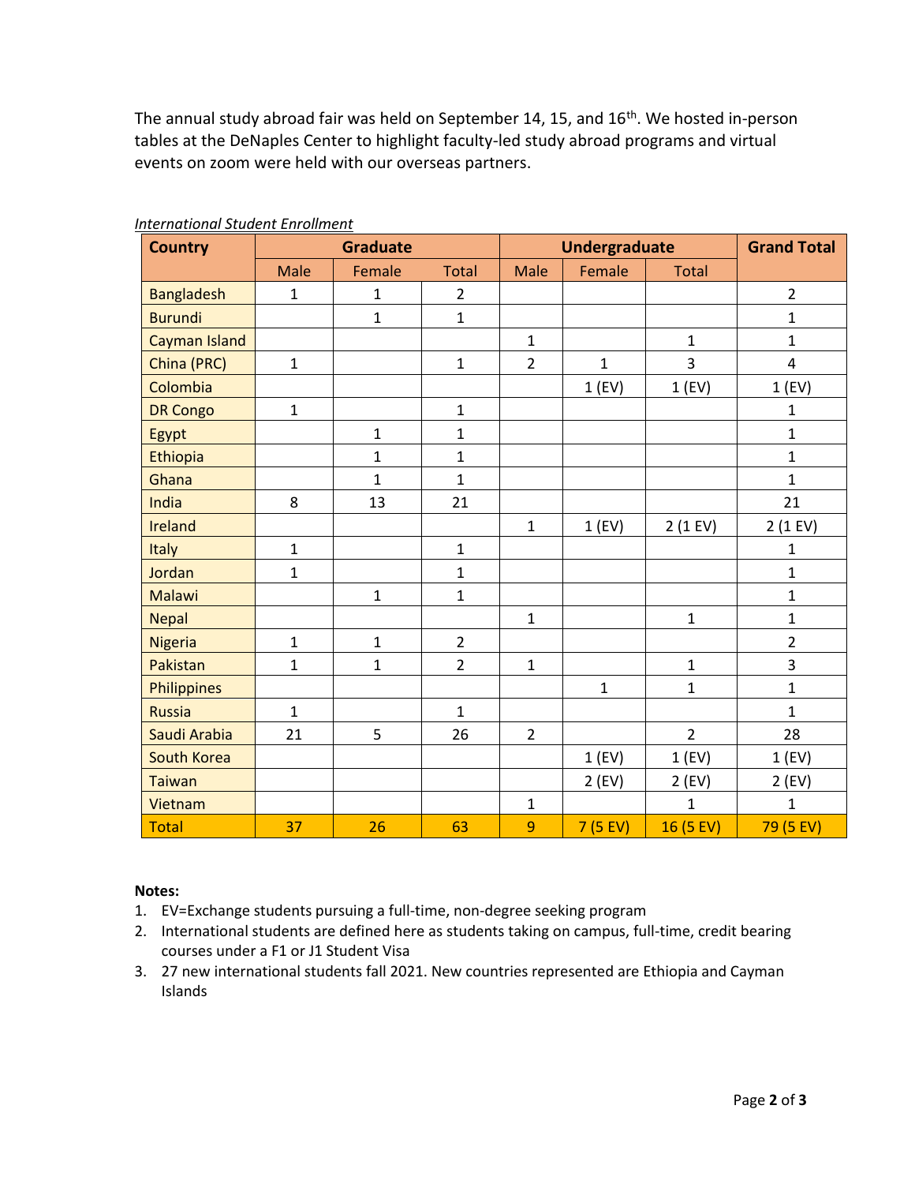The annual study abroad fair was held on September 14, 15, and 16th. We hosted in-person tables at the DeNaples Center to highlight faculty-led study abroad programs and virtual events on zoom were held with our overseas partners.

*International Student Enrollment*

| Country | Graduate | | | Undergraduate | | | Grand Total |
|---|---|---|---|---|---|---|---|
| | Male | Female | Total | Male | Female | Total | |
| Bangladesh | 1 | 1 | 2 | | | | 2 |
| Burundi | | 1 | 1 | | | | 1 |
| Cayman Island | | | | 1 | | 1 | 1 |
| China (PRC) | 1 | | 1 | 2 | 1 | 3 | 4 |
| Colombia | | | | | 1 (EV) | 1 (EV) | 1 (EV) |
| DR Congo | 1 | | 1 | | | | 1 |
| Egypt | | 1 | 1 | | | | 1 |
| Ethiopia | | 1 | 1 | | | | 1 |
| Ghana | | 1 | 1 | | | | 1 |
| India | 8 | 13 | 21 | | | | 21 |
| Ireland | | | | 1 | 1 (EV) | 2 (1 EV) | 2 (1 EV) |
| Italy | 1 | | 1 | | | | 1 |
| Jordan | 1 | | 1 | | | | 1 |
| Malawi | | 1 | 1 | | | | 1 |
| Nepal | | | | 1 | | 1 | 1 |
| Nigeria | 1 | 1 | 2 | | | | 2 |
| Pakistan | 1 | 1 | 2 | 1 | | 1 | 3 |
| Philippines | | | | | 1 | 1 | 1 |
| Russia | 1 | | 1 | | | | 1 |
| Saudi Arabia | 21 | 5 | 26 | 2 | | 2 | 28 |
| South Korea | | | | | 1 (EV) | 1 (EV) | 1 (EV) |
| Taiwan | | | | | 2 (EV) | 2 (EV) | 2 (EV) |
| Vietnam | | | | 1 | | 1 | 1 |
| Total | 37 | 26 | 63 | 9 | 7 (5 EV) | 16 (5 EV) | 79 (5 EV) |

**Notes:**

1. EV=Exchange students pursuing a full-time, non-degree seeking program
2. International students are defined here as students taking on campus, full-time, credit bearing courses under a F1 or J1 Student Visa
3. 27 new international students fall 2021. New countries represented are Ethiopia and Cayman Islands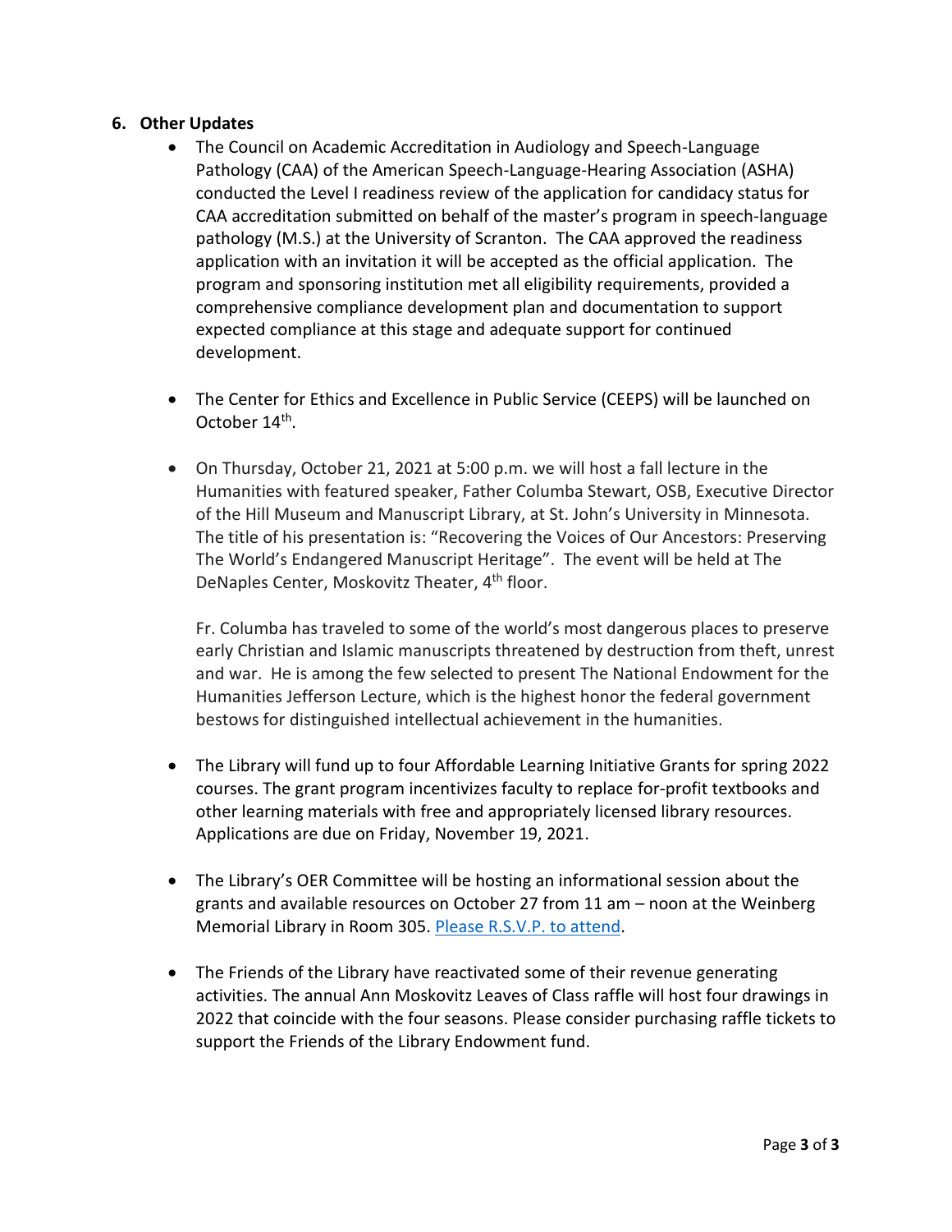6. **Other Updates**

   - The Council on Academic Accreditation in Audiology and Speech-Language Pathology (CAA) of the American Speech-Language-Hearing Association (ASHA) conducted the Level I readiness review of the application for candidacy status for CAA accreditation submitted on behalf of the master's program in speech-language pathology (M.S.) at the University of Scranton. The CAA approved the readiness application with an invitation it will be accepted as the official application. The program and sponsoring institution met all eligibility requirements, provided a comprehensive compliance development plan and documentation to support expected compliance at this stage and adequate support for continued development.

   - The Center for Ethics and Excellence in Public Service (CEEPS) will be launched on October 14th.

   - On Thursday, October 21, 2021 at 5:00 p.m. we will host a fall lecture in the Humanities with featured speaker, Father Columba Stewart, OSB, Executive Director of the Hill Museum and Manuscript Library, at St. John's University in Minnesota. The title of his presentation is: "Recovering the Voices of Our Ancestors: Preserving The World's Endangered Manuscript Heritage". The event will be held at The DeNaples Center, Moskovitz Theater, 4th floor.

     Fr. Columba has traveled to some of the world's most dangerous places to preserve early Christian and Islamic manuscripts threatened by destruction from theft, unrest and war. He is among the few selected to present The National Endowment for the Humanities Jefferson Lecture, which is the highest honor the federal government bestows for distinguished intellectual achievement in the humanities.

   - The Library will fund up to four Affordable Learning Initiative Grants for spring 2022 courses. The grant program incentivizes faculty to replace for-profit textbooks and other learning materials with free and appropriately licensed library resources. Applications are due on Friday, November 19, 2021.

   - The Library's OER Committee will be hosting an informational session about the grants and available resources on October 27 from 11 am – noon at the Weinberg Memorial Library in Room 305. Please R.S.V.P. to attend.

   - The Friends of the Library have reactivated some of their revenue generating activities. The annual Ann Moskovitz Leaves of Class raffle will host four drawings in 2022 that coincide with the four seasons. Please consider purchasing raffle tickets to support the Friends of the Library Endowment fund.